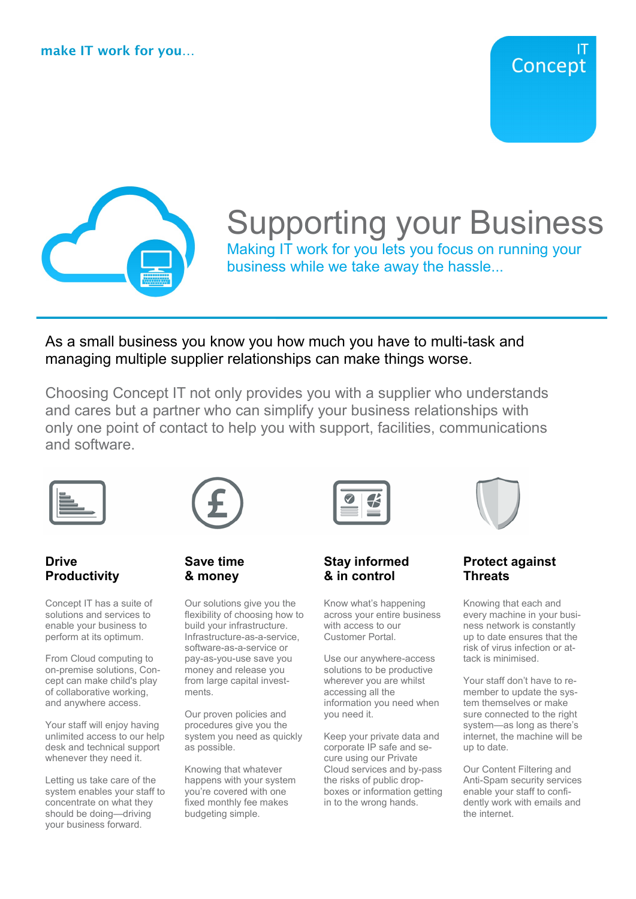make IT work for you...

IT Concept

# Supporting your Business

Making IT work for you lets you focus on running your business while we take away the hassle...

As a small business you know you how much you have to multi-task and managing multiple supplier relationships can make things worse.

Choosing Concept IT not only provides you with a supplier who understands and cares but a partner who can simplify your business relationships with only one point of contact to help you with support, facilities, communications and software.

### Drive Productivity

Concept IT has a suite of solutions and services to enable your business to perform at its optimum.

From Cloud computing to on-premise solutions, Concept can make child's play of collaborative working, and anywhere access.

Your staff will enjoy having unlimited access to our help desk and technical support whenever they need it.

Letting us take care of the system enables your staff to concentrate on what they should be doing—driving your business forward.

### Save time & money

Our solutions give you the flexibility of choosing how to build your infrastructure. Infrastructure-as-a-service, software-as-a-service or pay-as-you-use save you money and release you from large capital investments.

Our proven policies and procedures give you the system you need as quickly as possible.

Knowing that whatever happens with your system you're covered with one fixed monthly fee makes budgeting simple.

### Stay informed & in control

Know what's happening across your entire business with access to our Customer Portal.

Use our anywhere-access solutions to be productive wherever you are whilst accessing all the information you need when you need it.

Keep your private data and corporate IP safe and secure using our Private Cloud services and by-pass the risks of public drop-boxes or information getting in to the wrong hands.

### Protect against Threats

Knowing that each and every machine in your business network is constantly up to date ensures that the risk of virus infection or attack is minimised.

Your staff don't have to remember to update the system themselves or make sure connected to the right system—as long as there's internet, the machine will be up to date.

Our Content Filtering and Anti-Spam security services enable your staff to confidently work with emails and the internet.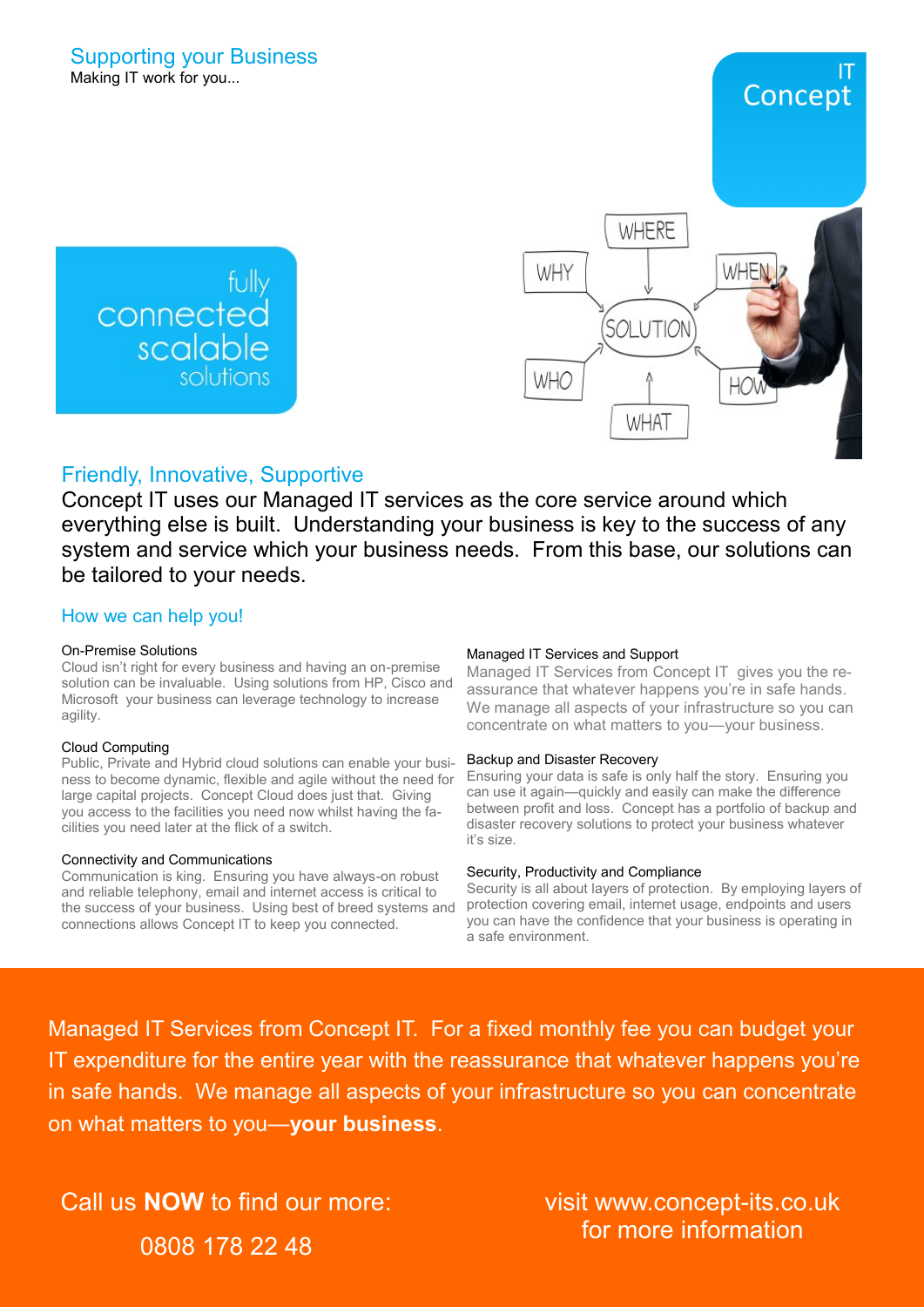## Supporting your Business

Making IT work for you...

IT Concept

fully connected scalable solutions

WHERE

WHY

WHEN

SOLUTION

WHO

HOW

WHAT

## Friendly, Innovative, Supportive

Concept IT uses our Managed IT services as the core service around which everything else is built. Understanding your business is key to the success of any system and service which your business needs. From this base, our solutions can be tailored to your needs.

### How we can help you!

#### On-Premise Solutions

Cloud isn't right for every business and having an on-premise solution can be invaluable. Using solutions from HP, Cisco and Microsoft your business can leverage technology to increase agility.

#### Cloud Computing

Public, Private and Hybrid cloud solutions can enable your business to become dynamic, flexible and agile without the need for large capital projects. Concept Cloud does just that. Giving you access to the facilities you need now whilst having the facilities you need later at the flick of a switch.

#### Connectivity and Communications

Communication is king. Ensuring you have always-on robust and reliable telephony, email and internet access is critical to the success of your business. Using best of breed systems and connections allows Concept IT to keep you connected.

#### Managed IT Services and Support

Managed IT Services from Concept IT gives you the re-assurance that whatever happens you're in safe hands. We manage all aspects of your infrastructure so you can concentrate on what matters to you—your business.

#### Backup and Disaster Recovery

Ensuring your data is safe is only half the story. Ensuring you can use it again—quickly and easily can make the difference between profit and loss. Concept has a portfolio of backup and disaster recovery solutions to protect your business whatever it's size.

#### Security, Productivity and Compliance

Security is all about layers of protection. By employing layers of protection covering email, internet usage, endpoints and users you can have the confidence that your business is operating in a safe environment.

Managed IT Services from Concept IT. For a fixed monthly fee you can budget your IT expenditure for the entire year with the reassurance that whatever happens you're in safe hands. We manage all aspects of your infrastructure so you can concentrate on what matters to you—**your business**.

Call us **NOW** to find our more:

0808 178 22 48

visit www.concept-its.co.uk for more information